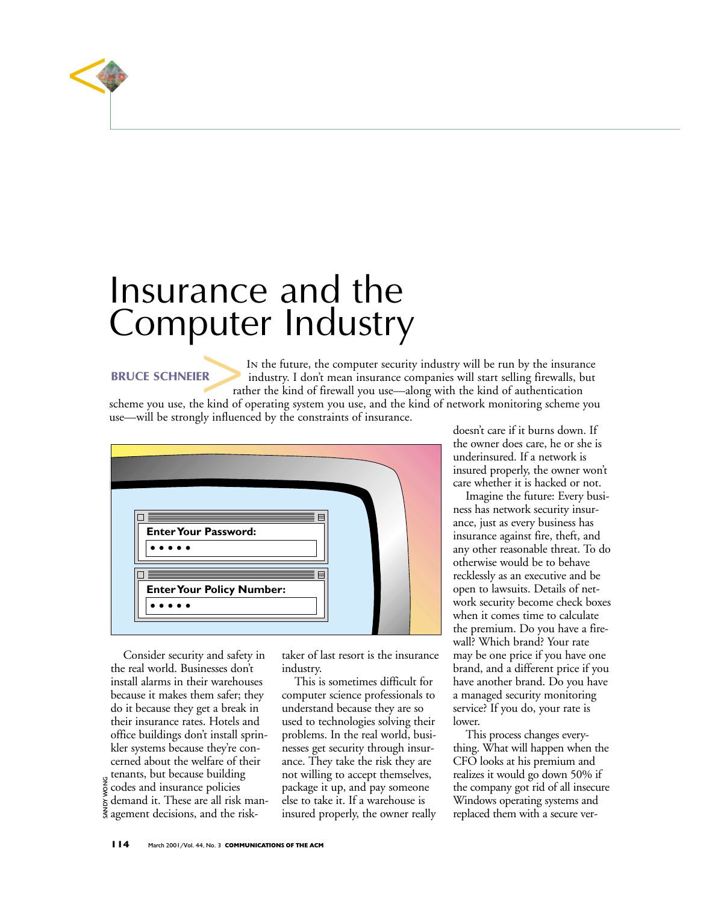# Insurance and the Computer Industry

**BRUCE SCHNEIER**

In the future, the computer security industry will be run by the insurance industry. I don't mean insurance companies will start selling firewalls, but rather the kind of firewall you use—along with the kind of authentication scheme you use, the kind of operating system you use, and the kind of network monitoring scheme you use—will be strongly influenced by the constraints of insurance.

Consider security and safety in the real world. Businesses don't install alarms in their warehouses because it makes them safer; they do it because they get a break in their insurance rates. Hotels and office buildings don't install sprinkler systems because they're concerned about the welfare of their tenants, but because building codes and insurance policies demand it. These are all risk management decisions, and the risk-taker of last resort is the insurance industry.

This is sometimes difficult for computer science professionals to understand because they are so used to technologies solving their problems. In the real world, businesses get security through insurance. They take the risk they are not willing to accept themselves, package it up, and pay someone else to take it. If a warehouse is insured properly, the owner really doesn't care if it burns down. If the owner does care, he or she is underinsured. If a network is insured properly, the owner won't care whether it is hacked or not.

Imagine the future: Every business has network security insurance, just as every business has insurance against fire, theft, and any other reasonable threat. To do otherwise would be to behave recklessly as an executive and be open to lawsuits. Details of network security become check boxes when it comes time to calculate the premium. Do you have a firewall? Which brand? Your rate may be one price if you have one brand, and a different price if you have another brand. Do you have a managed security monitoring service? If you do, your rate is lower.

This process changes everything. What will happen when the CFO looks at his premium and realizes it would go down 50% if the company got rid of all insecure Windows operating systems and replaced them with a secure ver-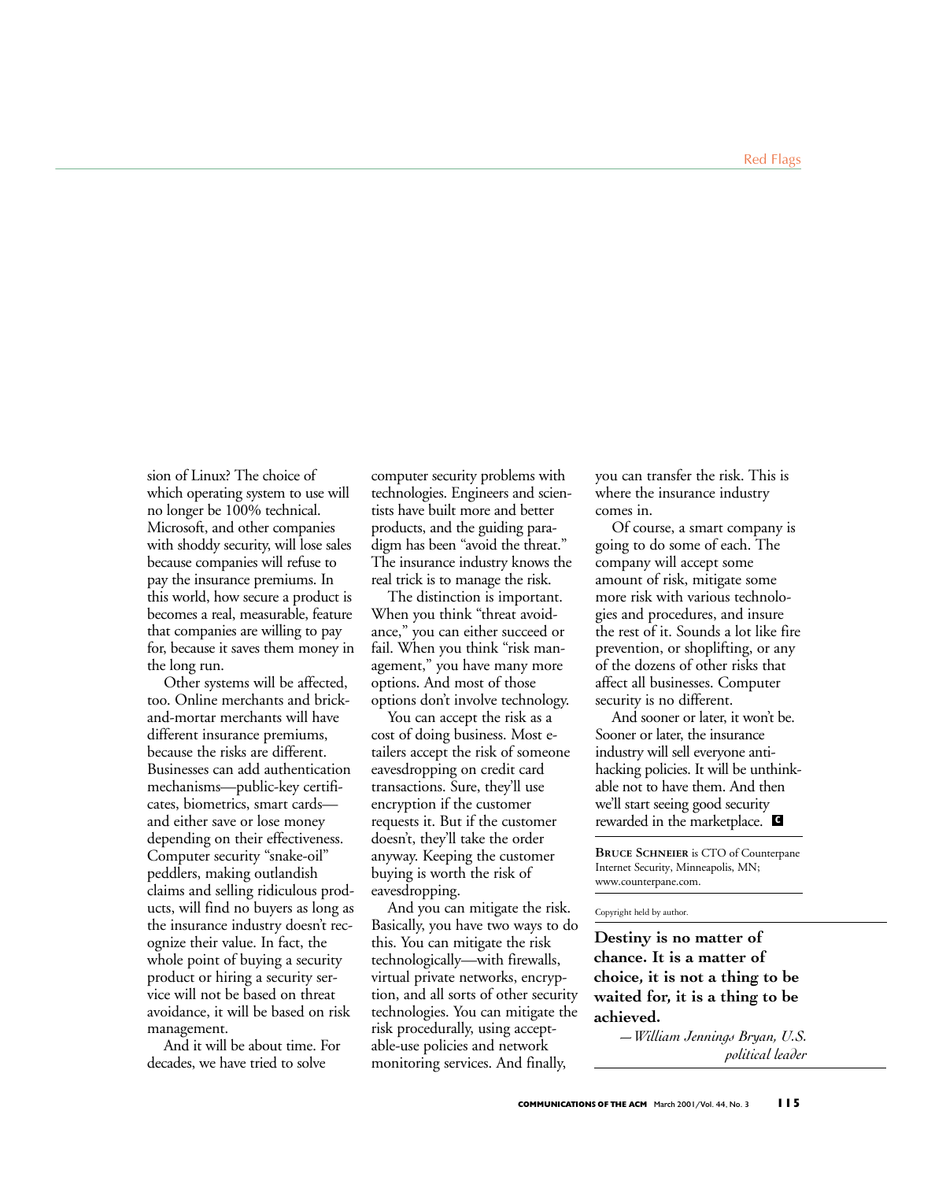sion of Linux? The choice of which operating system to use will no longer be 100% technical. Microsoft, and other companies with shoddy security, will lose sales because companies will refuse to pay the insurance premiums. In this world, how secure a product is becomes a real, measurable, feature that companies are willing to pay for, because it saves them money in the long run.

Other systems will be affected, too. Online merchants and brick-and-mortar merchants will have different insurance premiums, because the risks are different. Businesses can add authentication mechanisms—public-key certificates, biometrics, smart cards—and either save or lose money depending on their effectiveness. Computer security "snake-oil" peddlers, making outlandish claims and selling ridiculous products, will find no buyers as long as the insurance industry doesn't recognize their value. In fact, the whole point of buying a security product or hiring a security service will not be based on threat avoidance, it will be based on risk management.

And it will be about time. For decades, we have tried to solve computer security problems with technologies. Engineers and scientists have built more and better products, and the guiding paradigm has been "avoid the threat." The insurance industry knows the real trick is to manage the risk.

The distinction is important. When you think "threat avoidance," you can either succeed or fail. When you think "risk management," you have many more options. And most of those options don't involve technology.

You can accept the risk as a cost of doing business. Most e-tailers accept the risk of someone eavesdropping on credit card transactions. Sure, they'll use encryption if the customer requests it. But if the customer doesn't, they'll take the order anyway. Keeping the customer buying is worth the risk of eavesdropping.

And you can mitigate the risk. Basically, you have two ways to do this. You can mitigate the risk technologically—with firewalls, virtual private networks, encryption, and all sorts of other security technologies. You can mitigate the risk procedurally, using acceptable-use policies and network monitoring services. And finally, you can transfer the risk. This is where the insurance industry comes in.

Of course, a smart company is going to do some of each. The company will accept some amount of risk, mitigate some more risk with various technologies and procedures, and insure the rest of it. Sounds a lot like fire prevention, or shoplifting, or any of the dozens of other risks that affect all businesses. Computer security is no different.

And sooner or later, it won't be. Sooner or later, the insurance industry will sell everyone anti-hacking policies. It will be unthinkable not to have them. And then we'll start seeing good security rewarded in the marketplace.

**Bruce Schneier** is CTO of Counterpane Internet Security, Minneapolis, MN; www.counterpane.com.

Copyright held by author.

**Destiny is no matter of chance. It is a matter of choice, it is not a thing to be waited for, it is a thing to be achieved.**

*—William Jennings Bryan, U.S. political leader*